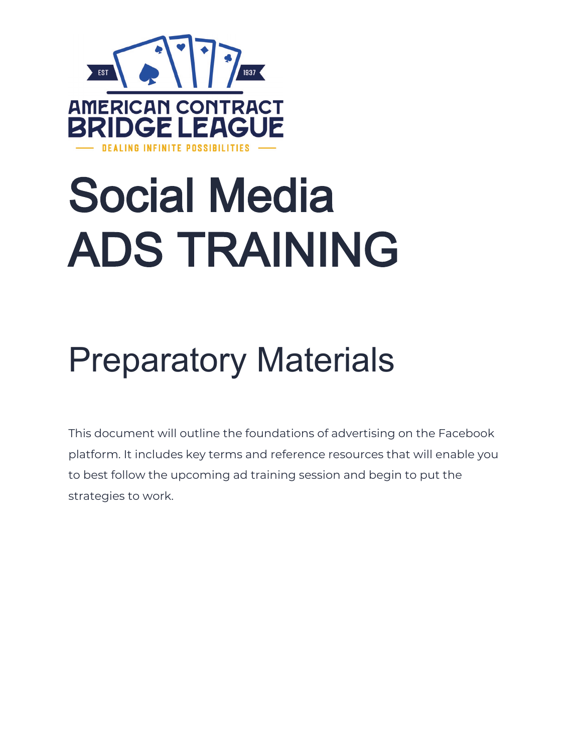AMERICAN CONTRACT BRIDGE LEAGUE

EST 1937

DEALING INFINITE POSSIBILITIES

# Social Media ADS TRAINING

## Preparatory Materials

This document will outline the foundations of advertising on the Facebook platform. It includes key terms and reference resources that will enable you to best follow the upcoming ad training session and begin to put the strategies to work.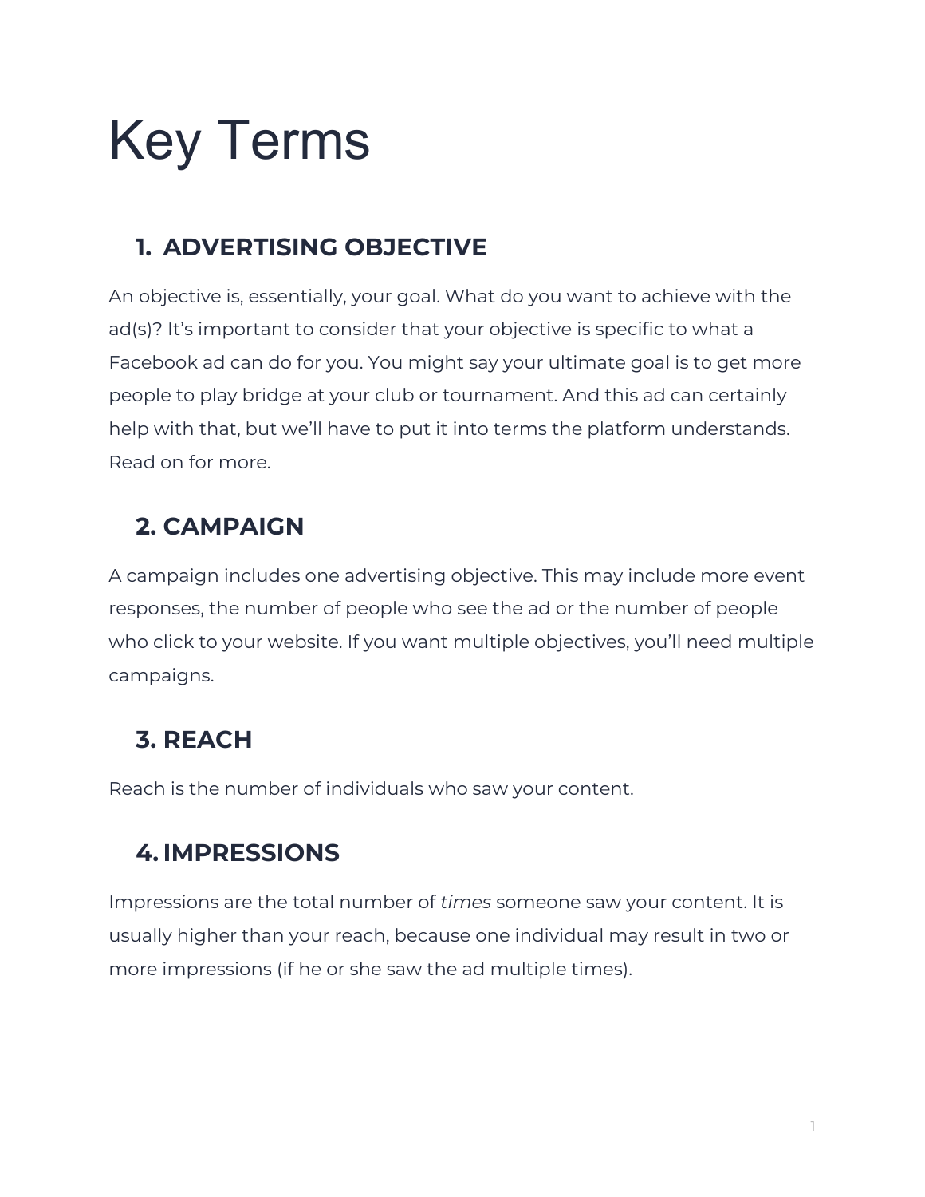# Key Terms

## 1. ADVERTISING OBJECTIVE

An objective is, essentially, your goal. What do you want to achieve with the ad(s)? It's important to consider that your objective is specific to what a Facebook ad can do for you. You might say your ultimate goal is to get more people to play bridge at your club or tournament. And this ad can certainly help with that, but we'll have to put it into terms the platform understands. Read on for more.

## 2. CAMPAIGN

A campaign includes one advertising objective. This may include more event responses, the number of people who see the ad or the number of people who click to your website. If you want multiple objectives, you'll need multiple campaigns.

## 3. REACH

Reach is the number of individuals who saw your content.

## 4. IMPRESSIONS

Impressions are the total number of *times* someone saw your content. It is usually higher than your reach, because one individual may result in two or more impressions (if he or she saw the ad multiple times).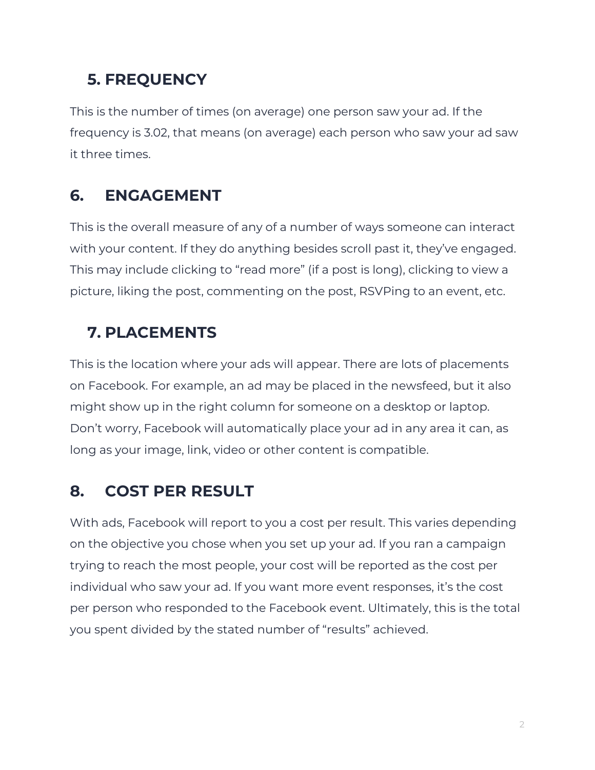## 5. FREQUENCY

This is the number of times (on average) one person saw your ad. If the frequency is 3.02, that means (on average) each person who saw your ad saw it three times.

## 6. ENGAGEMENT

This is the overall measure of any of a number of ways someone can interact with your content. If they do anything besides scroll past it, they've engaged. This may include clicking to "read more" (if a post is long), clicking to view a picture, liking the post, commenting on the post, RSVPing to an event, etc.

## 7. PLACEMENTS

This is the location where your ads will appear. There are lots of placements on Facebook. For example, an ad may be placed in the newsfeed, but it also might show up in the right column for someone on a desktop or laptop. Don't worry, Facebook will automatically place your ad in any area it can, as long as your image, link, video or other content is compatible.

## 8. COST PER RESULT

With ads, Facebook will report to you a cost per result. This varies depending on the objective you chose when you set up your ad. If you ran a campaign trying to reach the most people, your cost will be reported as the cost per individual who saw your ad. If you want more event responses, it's the cost per person who responded to the Facebook event. Ultimately, this is the total you spent divided by the stated number of "results" achieved.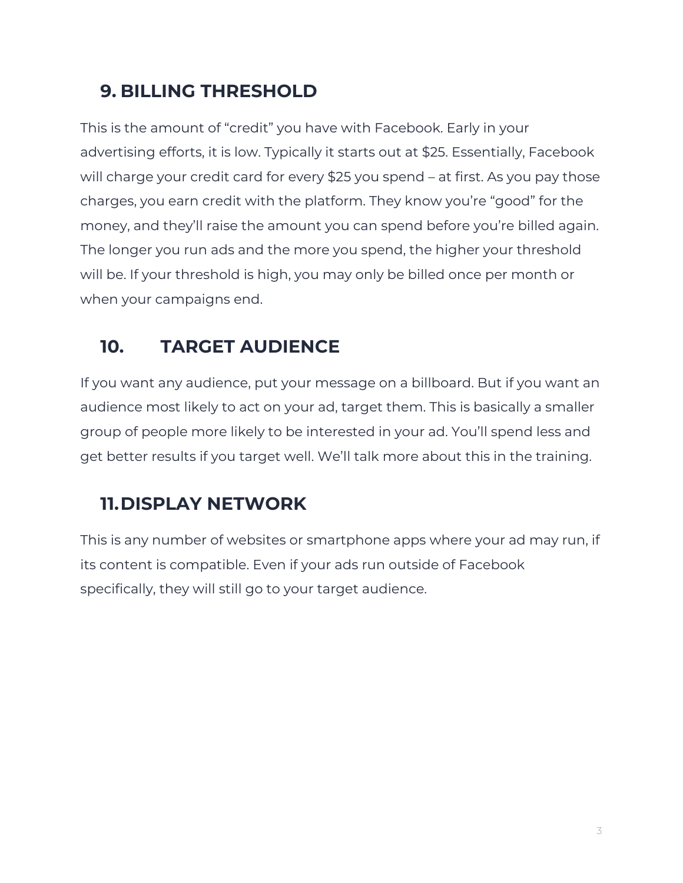## 9. BILLING THRESHOLD

This is the amount of "credit" you have with Facebook. Early in your advertising efforts, it is low. Typically it starts out at $25. Essentially, Facebook will charge your credit card for every $25 you spend – at first. As you pay those charges, you earn credit with the platform. They know you're "good" for the money, and they'll raise the amount you can spend before you're billed again. The longer you run ads and the more you spend, the higher your threshold will be. If your threshold is high, you may only be billed once per month or when your campaigns end.

## 10. TARGET AUDIENCE

If you want any audience, put your message on a billboard. But if you want an audience most likely to act on your ad, target them. This is basically a smaller group of people more likely to be interested in your ad. You'll spend less and get better results if you target well. We'll talk more about this in the training.

## 11. DISPLAY NETWORK

This is any number of websites or smartphone apps where your ad may run, if its content is compatible. Even if your ads run outside of Facebook specifically, they will still go to your target audience.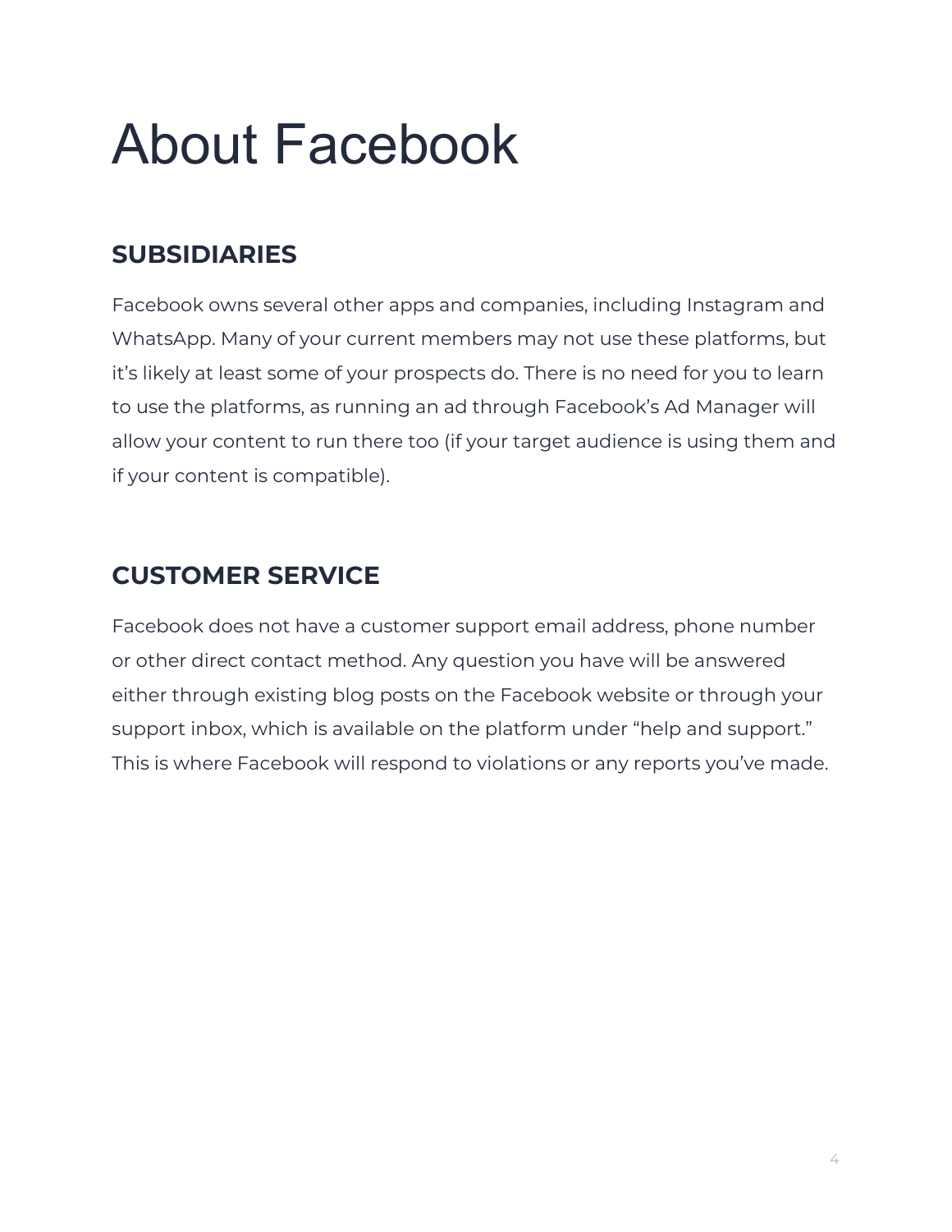# About Facebook

## SUBSIDIARIES

Facebook owns several other apps and companies, including Instagram and WhatsApp. Many of your current members may not use these platforms, but it's likely at least some of your prospects do. There is no need for you to learn to use the platforms, as running an ad through Facebook's Ad Manager will allow your content to run there too (if your target audience is using them and if your content is compatible).

## CUSTOMER SERVICE

Facebook does not have a customer support email address, phone number or other direct contact method. Any question you have will be answered either through existing blog posts on the Facebook website or through your support inbox, which is available on the platform under "help and support." This is where Facebook will respond to violations or any reports you've made.